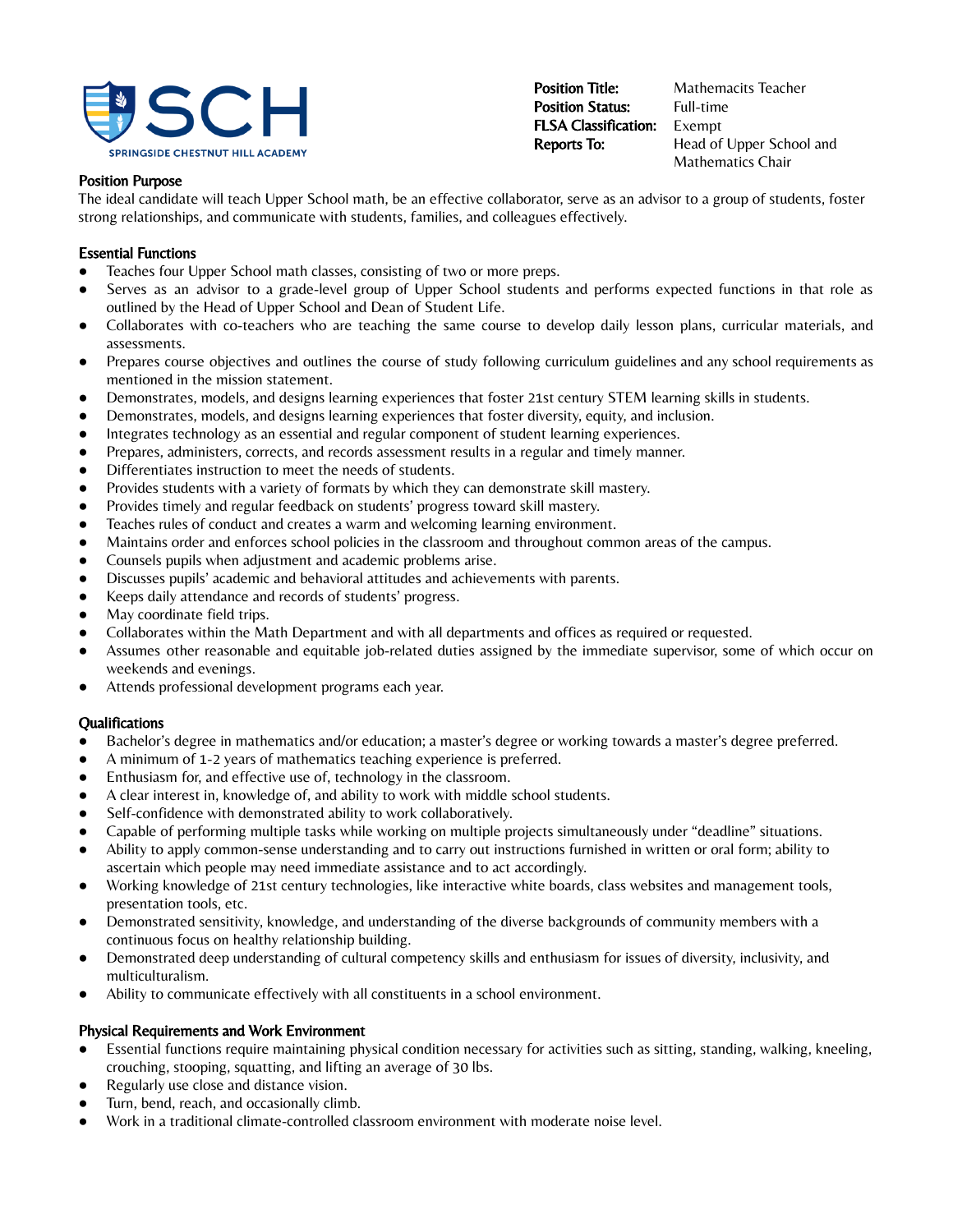SCH
SPRINGSIDE CHESTNUT HILL ACADEMY

| | |
|---|---|
| **Position Title:** | Mathemacits Teacher |
| **Position Status:** | Full-time |
| **FLSA Classification:** | Exempt |
| **Reports To:** | Head of Upper School and Mathematics Chair |

## Position Purpose

The ideal candidate will teach Upper School math, be an effective collaborator, serve as an advisor to a group of students, foster strong relationships, and communicate with students, families, and colleagues effectively.

## Essential Functions

- Teaches four Upper School math classes, consisting of two or more preps.
- Serves as an advisor to a grade-level group of Upper School students and performs expected functions in that role as outlined by the Head of Upper School and Dean of Student Life.
- Collaborates with co-teachers who are teaching the same course to develop daily lesson plans, curricular materials, and assessments.
- Prepares course objectives and outlines the course of study following curriculum guidelines and any school requirements as mentioned in the mission statement.
- Demonstrates, models, and designs learning experiences that foster 21st century STEM learning skills in students.
- Demonstrates, models, and designs learning experiences that foster diversity, equity, and inclusion.
- Integrates technology as an essential and regular component of student learning experiences.
- Prepares, administers, corrects, and records assessment results in a regular and timely manner.
- Differentiates instruction to meet the needs of students.
- Provides students with a variety of formats by which they can demonstrate skill mastery.
- Provides timely and regular feedback on students' progress toward skill mastery.
- Teaches rules of conduct and creates a warm and welcoming learning environment.
- Maintains order and enforces school policies in the classroom and throughout common areas of the campus.
- Counsels pupils when adjustment and academic problems arise.
- Discusses pupils' academic and behavioral attitudes and achievements with parents.
- Keeps daily attendance and records of students' progress.
- May coordinate field trips.
- Collaborates within the Math Department and with all departments and offices as required or requested.
- Assumes other reasonable and equitable job-related duties assigned by the immediate supervisor, some of which occur on weekends and evenings.
- Attends professional development programs each year.

## Qualifications

- Bachelor's degree in mathematics and/or education; a master's degree or working towards a master's degree preferred.
- A minimum of 1-2 years of mathematics teaching experience is preferred.
- Enthusiasm for, and effective use of, technology in the classroom.
- A clear interest in, knowledge of, and ability to work with middle school students.
- Self-confidence with demonstrated ability to work collaboratively.
- Capable of performing multiple tasks while working on multiple projects simultaneously under "deadline" situations.
- Ability to apply common-sense understanding and to carry out instructions furnished in written or oral form; ability to ascertain which people may need immediate assistance and to act accordingly.
- Working knowledge of 21st century technologies, like interactive white boards, class websites and management tools, presentation tools, etc.
- Demonstrated sensitivity, knowledge, and understanding of the diverse backgrounds of community members with a continuous focus on healthy relationship building.
- Demonstrated deep understanding of cultural competency skills and enthusiasm for issues of diversity, inclusivity, and multiculturalism.
- Ability to communicate effectively with all constituents in a school environment.

## Physical Requirements and Work Environment

- Essential functions require maintaining physical condition necessary for activities such as sitting, standing, walking, kneeling, crouching, stooping, squatting, and lifting an average of 30 lbs.
- Regularly use close and distance vision.
- Turn, bend, reach, and occasionally climb.
- Work in a traditional climate-controlled classroom environment with moderate noise level.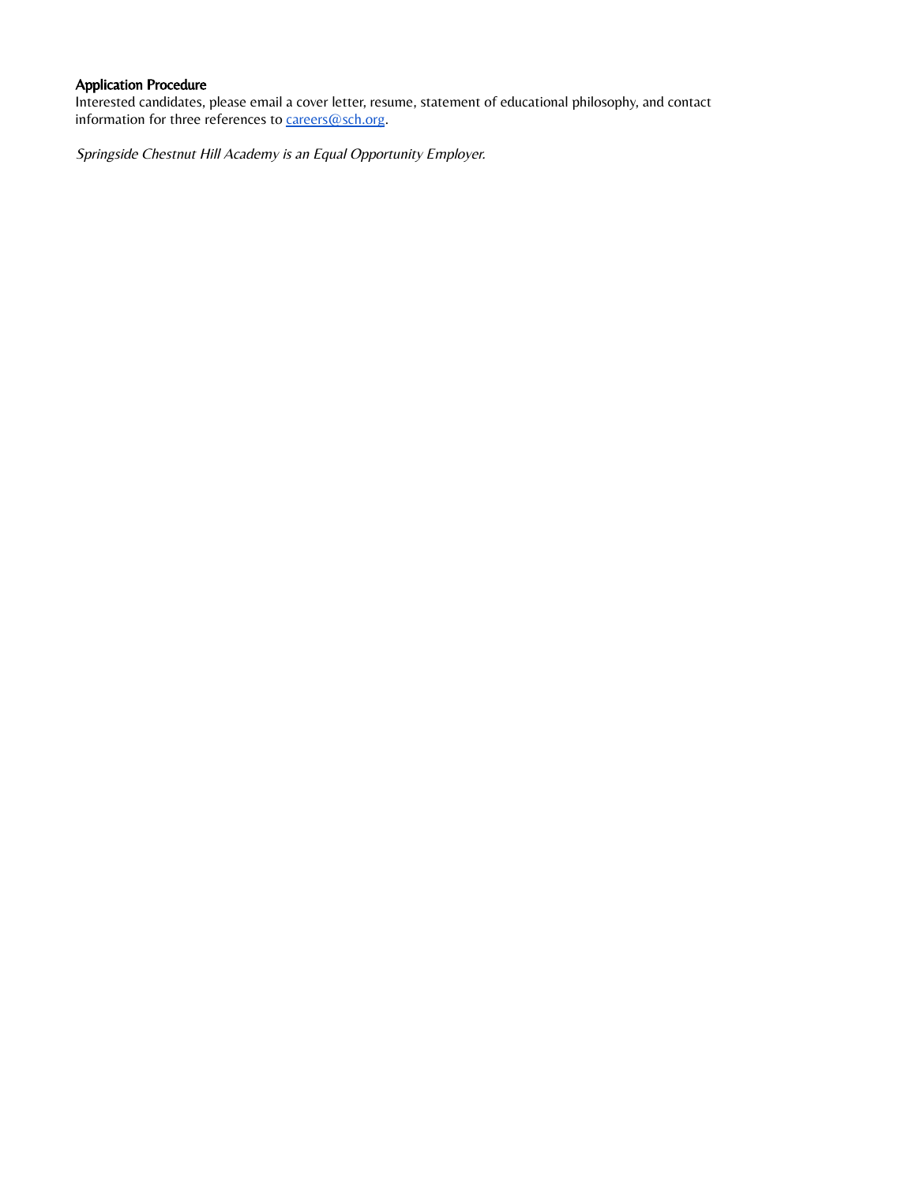**Application Procedure**
Interested candidates, please email a cover letter, resume, statement of educational philosophy, and contact information for three references to [careers@sch.org](mailto:careers@sch.org).

*Springside Chestnut Hill Academy is an Equal Opportunity Employer.*